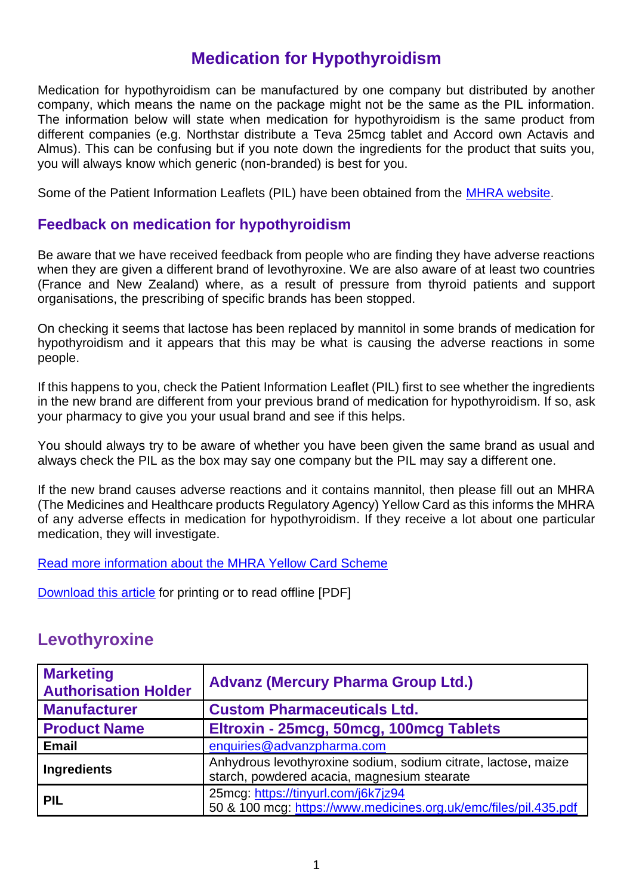# Medication for Hypothyroidism

Medication for hypothyroidism can be manufactured by one company but distributed by another company, which means the name on the package might not be the same as the PIL information. The information below will state when medication for hypothyroidism is the same product from different companies (e.g. Northstar distribute a Teva 25mcg tablet and Accord own Actavis and Almus). This can be confusing but if you note down the ingredients for the product that suits you, you will always know which generic (non-branded) is best for you.

Some of the Patient Information Leaflets (PIL) have been obtained from the [MHRA website](MHRA website).

## Feedback on medication for hypothyroidism

Be aware that we have received feedback from people who are finding they have adverse reactions when they are given a different brand of levothyroxine. We are also aware of at least two countries (France and New Zealand) where, as a result of pressure from thyroid patients and support organisations, the prescribing of specific brands has been stopped.

On checking it seems that lactose has been replaced by mannitol in some brands of medication for hypothyroidism and it appears that this may be what is causing the adverse reactions in some people.

If this happens to you, check the Patient Information Leaflet (PIL) first to see whether the ingredients in the new brand are different from your previous brand of medication for hypothyroidism. If so, ask your pharmacy to give you your usual brand and see if this helps.

You should always try to be aware of whether you have been given the same brand as usual and always check the PIL as the box may say one company but the PIL may say a different one.

If the new brand causes adverse reactions and it contains mannitol, then please fill out an MHRA (The Medicines and Healthcare products Regulatory Agency) Yellow Card as this informs the MHRA of any adverse effects in medication for hypothyroidism. If they receive a lot about one particular medication, they will investigate.

Read more information about the MHRA Yellow Card Scheme

Download this article for printing or to read offline [PDF]

## Levothyroxine

| **Marketing Authorisation Holder** | **Advanz (Mercury Pharma Group Ltd.)** |
|---|---|
| **Manufacturer** | **Custom Pharmaceuticals Ltd.** |
| **Product Name** | **Eltroxin - 25mcg, 50mcg, 100mcg Tablets** |
| **Email** | enquiries@advanzpharma.com |
| **Ingredients** | Anhydrous levothyroxine sodium, sodium citrate, lactose, maize starch, powdered acacia, magnesium stearate |
| **PIL** | 25mcg: https://tinyurl.com/j6k7jz94<br>50 & 100 mcg: https://www.medicines.org.uk/emc/files/pil.435.pdf |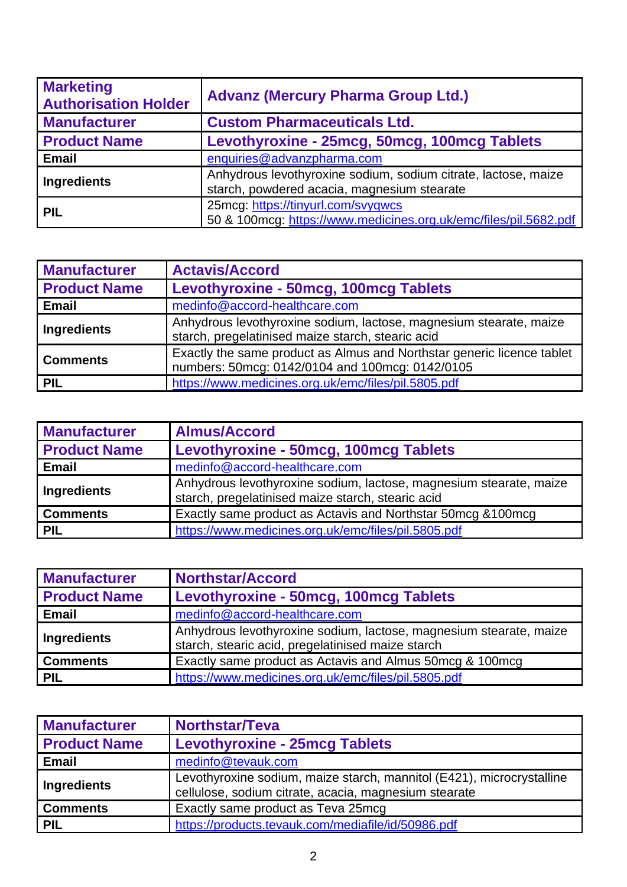| Marketing Authorisation Holder | Advanz (Mercury Pharma Group Ltd.) |
|---|---|
| Manufacturer | Custom Pharmaceuticals Ltd. |
| Product Name | Levothyroxine - 25mcg, 50mcg, 100mcg Tablets |
| Email | enquiries@advanzpharma.com |
| Ingredients | Anhydrous levothyroxine sodium, sodium citrate, lactose, maize starch, powdered acacia, magnesium stearate |
| PIL | 25mcg: https://tinyurl.com/svyqwcs<br>50 & 100mcg: https://www.medicines.org.uk/emc/files/pil.5682.pdf |

| Manufacturer | Actavis/Accord |
|---|---|
| Product Name | Levothyroxine - 50mcg, 100mcg Tablets |
| Email | medinfo@accord-healthcare.com |
| Ingredients | Anhydrous levothyroxine sodium, lactose, magnesium stearate, maize starch, pregelatinised maize starch, stearic acid |
| Comments | Exactly the same product as Almus and Northstar generic licence tablet numbers: 50mcg: 0142/0104 and 100mcg: 0142/0105 |
| PIL | https://www.medicines.org.uk/emc/files/pil.5805.pdf |

| Manufacturer | Almus/Accord |
|---|---|
| Product Name | Levothyroxine - 50mcg, 100mcg Tablets |
| Email | medinfo@accord-healthcare.com |
| Ingredients | Anhydrous levothyroxine sodium, lactose, magnesium stearate, maize starch, pregelatinised maize starch, stearic acid |
| Comments | Exactly same product as Actavis and Northstar 50mcg &100mcg |
| PIL | https://www.medicines.org.uk/emc/files/pil.5805.pdf |

| Manufacturer | Northstar/Accord |
|---|---|
| Product Name | Levothyroxine - 50mcg, 100mcg Tablets |
| Email | medinfo@accord-healthcare.com |
| Ingredients | Anhydrous levothyroxine sodium, lactose, magnesium stearate, maize starch, stearic acid, pregelatinised maize starch |
| Comments | Exactly same product as Actavis and Almus 50mcg & 100mcg |
| PIL | https://www.medicines.org.uk/emc/files/pil.5805.pdf |

| Manufacturer | Northstar/Teva |
|---|---|
| Product Name | Levothyroxine - 25mcg Tablets |
| Email | medinfo@tevauk.com |
| Ingredients | Levothyroxine sodium, maize starch, mannitol (E421), microcrystalline cellulose, sodium citrate, acacia, magnesium stearate |
| Comments | Exactly same product as Teva 25mcg |
| PIL | https://products.tevauk.com/mediafile/id/50986.pdf |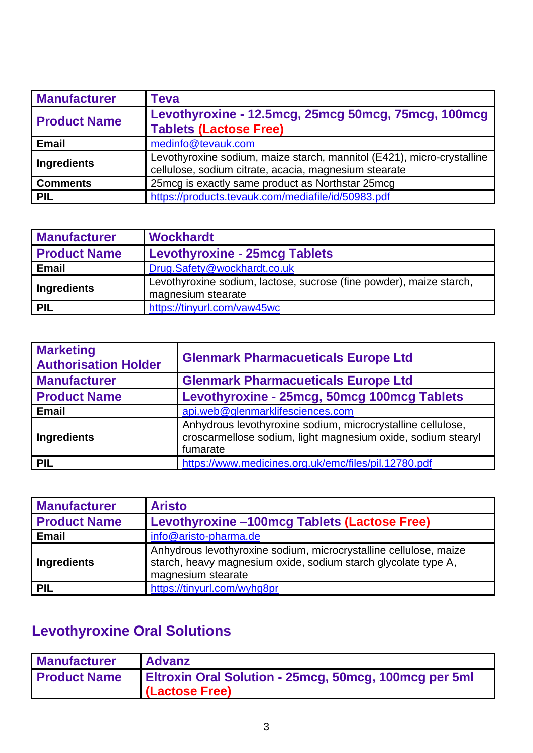| Manufacturer | Teva |
|---|---|
| **Product Name** | **Levothyroxine - 12.5mcg, 25mcg 50mcg, 75mcg, 100mcg Tablets (Lactose Free)** |
| **Email** | medinfo@tevauk.com |
| **Ingredients** | Levothyroxine sodium, maize starch, mannitol (E421), micro-crystalline cellulose, sodium citrate, acacia, magnesium stearate |
| **Comments** | 25mcg is exactly same product as Northstar 25mcg |
| **PIL** | https://products.tevauk.com/mediafile/id/50983.pdf |

| Manufacturer | Wockhardt |
|---|---|
| **Product Name** | **Levothyroxine - 25mcg Tablets** |
| **Email** | Drug.Safety@wockhardt.co.uk |
| **Ingredients** | Levothyroxine sodium, lactose, sucrose (fine powder), maize starch, magnesium stearate |
| **PIL** | https://tinyurl.com/vaw45wc |

| Marketing Authorisation Holder | Glenmark Pharmacueticals Europe Ltd |
|---|---|
| **Manufacturer** | **Glenmark Pharmacueticals Europe Ltd** |
| **Product Name** | **Levothyroxine - 25mcg, 50mcg 100mcg Tablets** |
| **Email** | api.web@glenmarklifesciences.com |
| **Ingredients** | Anhydrous levothyroxine sodium, microcrystalline cellulose, croscarmellose sodium, light magnesium oxide, sodium stearyl fumarate |
| **PIL** | https://www.medicines.org.uk/emc/files/pil.12780.pdf |

| Manufacturer | Aristo |
|---|---|
| **Product Name** | **Levothyroxine –100mcg Tablets (Lactose Free)** |
| **Email** | info@aristo-pharma.de |
| **Ingredients** | Anhydrous levothyroxine sodium, microcrystalline cellulose, maize starch, heavy magnesium oxide, sodium starch glycolate type A, magnesium stearate |
| **PIL** | https://tinyurl.com/wyhg8pr |

## Levothyroxine Oral Solutions

| Manufacturer | Advanz |
|---|---|
| **Product Name** | **Eltroxin Oral Solution - 25mcg, 50mcg, 100mcg per 5ml (Lactose Free)** |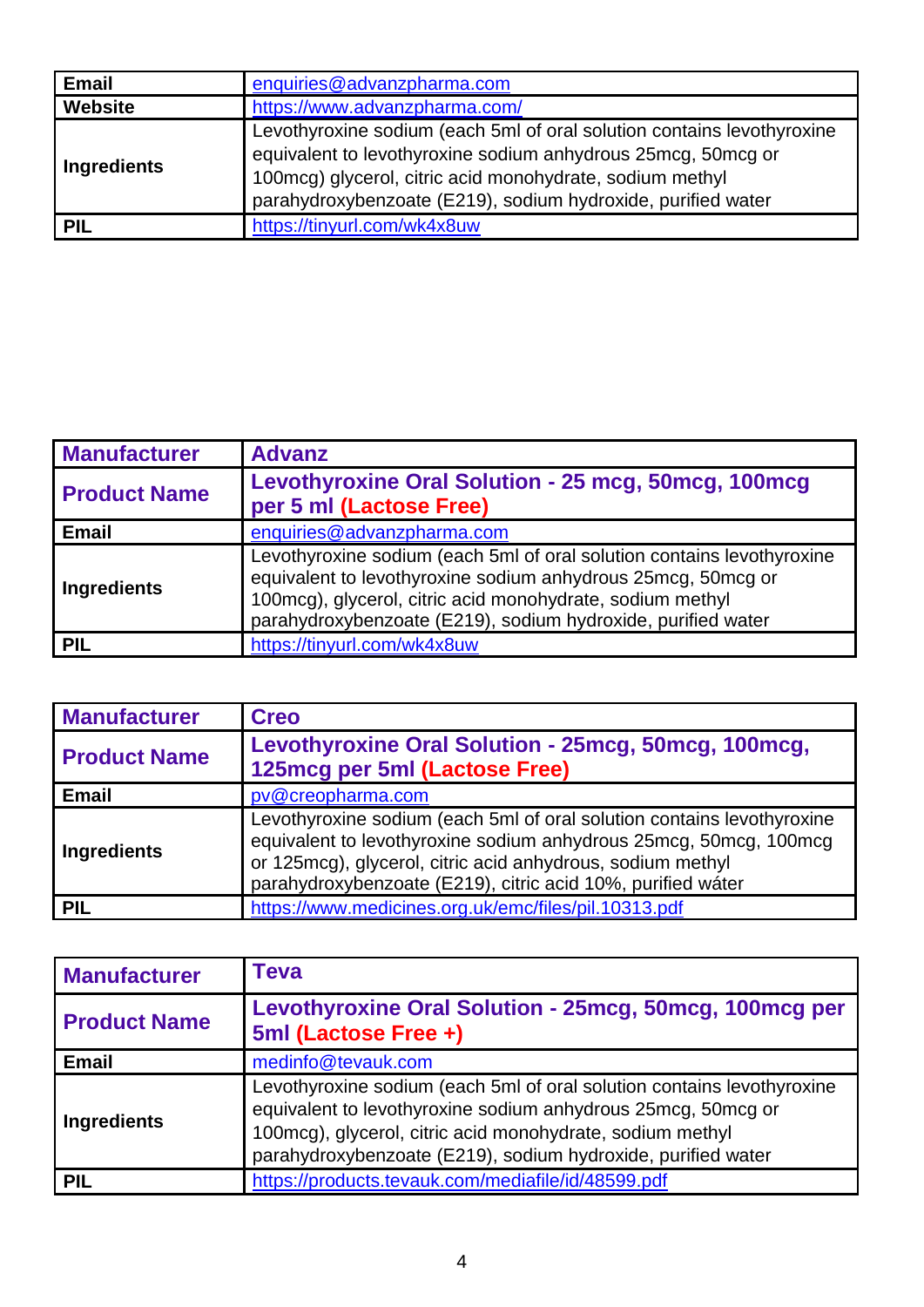| Email | enquiries@advanzpharma.com |
|---|---|
| Website | https://www.advanzpharma.com/ |
| Ingredients | Levothyroxine sodium (each 5ml of oral solution contains levothyroxine equivalent to levothyroxine sodium anhydrous 25mcg, 50mcg or 100mcg) glycerol, citric acid monohydrate, sodium methyl parahydroxybenzoate (E219), sodium hydroxide, purified water |
| PIL | https://tinyurl.com/wk4x8uw |

| **Manufacturer** | **Advanz** |
|---|---|
| **Product Name** | **Levothyroxine Oral Solution - 25 mcg, 50mcg, 100mcg per 5 ml (Lactose Free)** |
| **Email** | enquiries@advanzpharma.com |
| **Ingredients** | Levothyroxine sodium (each 5ml of oral solution contains levothyroxine equivalent to levothyroxine sodium anhydrous 25mcg, 50mcg or 100mcg), glycerol, citric acid monohydrate, sodium methyl parahydroxybenzoate (E219), sodium hydroxide, purified water |
| **PIL** | https://tinyurl.com/wk4x8uw |

| **Manufacturer** | **Creo** |
|---|---|
| **Product Name** | **Levothyroxine Oral Solution - 25mcg, 50mcg, 100mcg, 125mcg per 5ml (Lactose Free)** |
| **Email** | pv@creopharma.com |
| **Ingredients** | Levothyroxine sodium (each 5ml of oral solution contains levothyroxine equivalent to levothyroxine sodium anhydrous 25mcg, 50mcg, 100mcg or 125mcg), glycerol, citric acid anhydrous, sodium methyl parahydroxybenzoate (E219), citric acid 10%, purified wáter |
| **PIL** | https://www.medicines.org.uk/emc/files/pil.10313.pdf |

| **Manufacturer** | **Teva** |
|---|---|
| **Product Name** | **Levothyroxine Oral Solution - 25mcg, 50mcg, 100mcg per 5ml (Lactose Free +)** |
| **Email** | medinfo@tevauk.com |
| **Ingredients** | Levothyroxine sodium (each 5ml of oral solution contains levothyroxine equivalent to levothyroxine sodium anhydrous 25mcg, 50mcg or 100mcg), glycerol, citric acid monohydrate, sodium methyl parahydroxybenzoate (E219), sodium hydroxide, purified water |
| **PIL** | https://products.tevauk.com/mediafile/id/48599.pdf |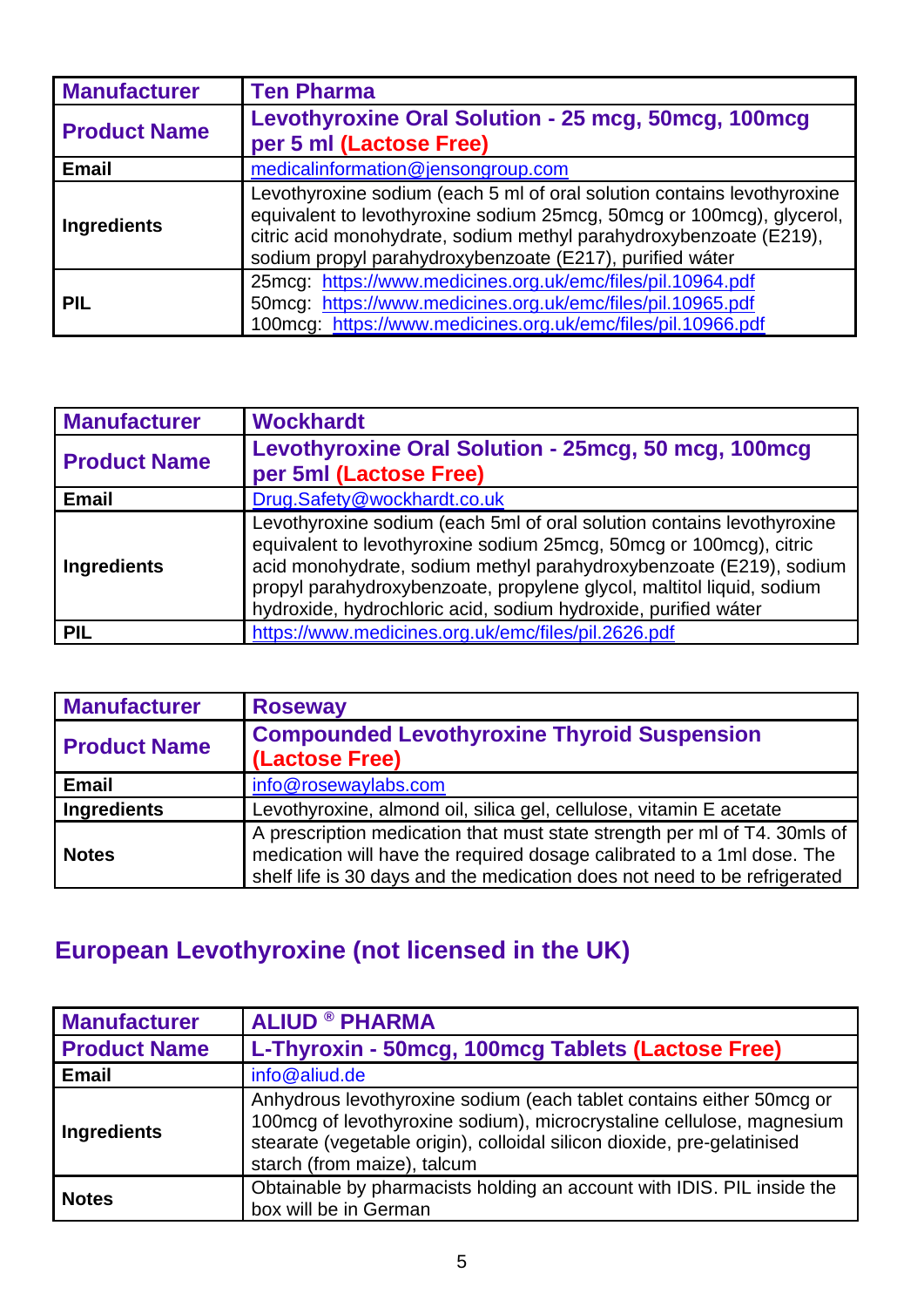| Manufacturer | Ten Pharma |
|---|---|
| **Product Name** | **Levothyroxine Oral Solution - 25 mcg, 50mcg, 100mcg per 5 ml (Lactose Free)** |
| **Email** | medicalinformation@jensongroup.com |
| **Ingredients** | Levothyroxine sodium (each 5 ml of oral solution contains levothyroxine equivalent to levothyroxine sodium 25mcg, 50mcg or 100mcg), glycerol, citric acid monohydrate, sodium methyl parahydroxybenzoate (E219), sodium propyl parahydroxybenzoate (E217), purified wáter |
| **PIL** | 25mcg: https://www.medicines.org.uk/emc/files/pil.10964.pdf<br>50mcg: https://www.medicines.org.uk/emc/files/pil.10965.pdf<br>100mcg: https://www.medicines.org.uk/emc/files/pil.10966.pdf |

| Manufacturer | Wockhardt |
|---|---|
| **Product Name** | **Levothyroxine Oral Solution - 25mcg, 50 mcg, 100mcg per 5ml (Lactose Free)** |
| **Email** | Drug.Safety@wockhardt.co.uk |
| **Ingredients** | Levothyroxine sodium (each 5ml of oral solution contains levothyroxine equivalent to levothyroxine sodium 25mcg, 50mcg or 100mcg), citric acid monohydrate, sodium methyl parahydroxybenzoate (E219), sodium propyl parahydroxybenzoate, propylene glycol, maltitol liquid, sodium hydroxide, hydrochloric acid, sodium hydroxide, purified wáter |
| **PIL** | https://www.medicines.org.uk/emc/files/pil.2626.pdf |

| Manufacturer | Roseway |
|---|---|
| **Product Name** | **Compounded Levothyroxine Thyroid Suspension (Lactose Free)** |
| **Email** | info@rosewaylabs.com |
| **Ingredients** | Levothyroxine, almond oil, silica gel, cellulose, vitamin E acetate |
| **Notes** | A prescription medication that must state strength per ml of T4. 30mls of medication will have the required dosage calibrated to a 1ml dose. The shelf life is 30 days and the medication does not need to be refrigerated |

## European Levothyroxine (not licensed in the UK)

| Manufacturer | ALIUD ® PHARMA |
|---|---|
| **Product Name** | **L-Thyroxin - 50mcg, 100mcg Tablets (Lactose Free)** |
| **Email** | info@aliud.de |
| **Ingredients** | Anhydrous levothyroxine sodium (each tablet contains either 50mcg or 100mcg of levothyroxine sodium), microcrystaline cellulose, magnesium stearate (vegetable origin), colloidal silicon dioxide, pre-gelatinised starch (from maize), talcum |
| **Notes** | Obtainable by pharmacists holding an account with IDIS. PIL inside the box will be in German |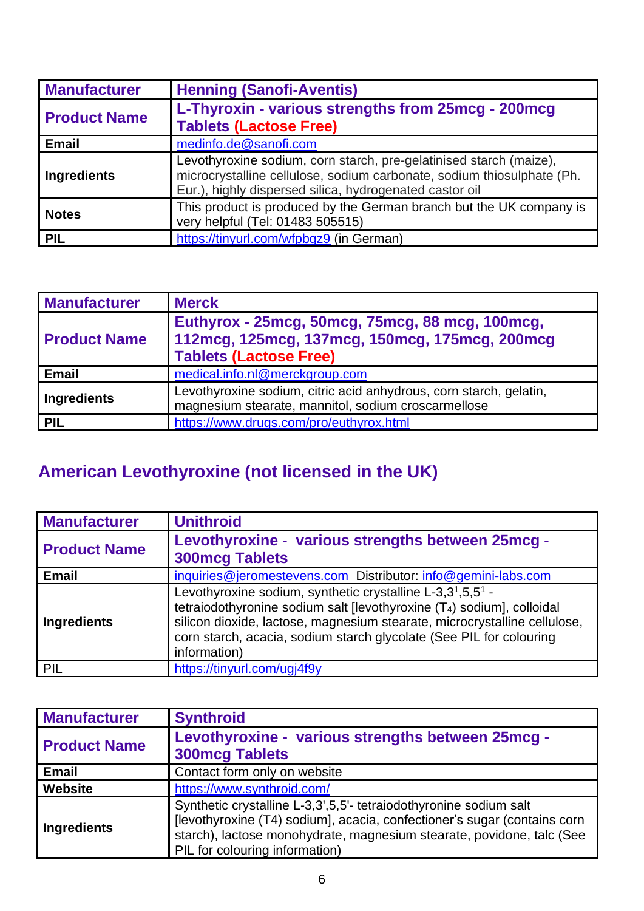| Manufacturer | Henning (Sanofi-Aventis) |
|---|---|
| Product Name | L-Thyroxin - various strengths from 25mcg - 200mcg Tablets (Lactose Free) |
| Email | medinfo.de@sanofi.com |
| Ingredients | Levothyroxine sodium, corn starch, pre-gelatinised starch (maize), microcrystalline cellulose, sodium carbonate, sodium thiosulphate (Ph. Eur.), highly dispersed silica, hydrogenated castor oil |
| Notes | This product is produced by the German branch but the UK company is very helpful (Tel: 01483 505515) |
| PIL | https://tinyurl.com/wfpbqz9 (in German) |

| Manufacturer | Merck |
|---|---|
| Product Name | Euthyrox - 25mcg, 50mcg, 75mcg, 88 mcg, 100mcg, 112mcg, 125mcg, 137mcg, 150mcg, 175mcg, 200mcg Tablets (Lactose Free) |
| Email | medical.info.nl@merckgroup.com |
| Ingredients | Levothyroxine sodium, citric acid anhydrous, corn starch, gelatin, magnesium stearate, mannitol, sodium croscarmellose |
| PIL | https://www.drugs.com/pro/euthyrox.html |

## American Levothyroxine (not licensed in the UK)

| Manufacturer | Unithroid |
|---|---|
| Product Name | Levothyroxine - various strengths between 25mcg - 300mcg Tablets |
| Email | inquiries@jeromestevens.com Distributor: info@gemini-labs.com |
| Ingredients | Levothyroxine sodium, synthetic crystalline L-3,3[1],5,5[1] - tetraiodothyronine sodium salt [levothyroxine ($T_4$) sodium], colloidal silicon dioxide, lactose, magnesium stearate, microcrystalline cellulose, corn starch, acacia, sodium starch glycolate (See PIL for colouring information) |
| PIL | https://tinyurl.com/ugj4f9y |

| Manufacturer | Synthroid |
|---|---|
| Product Name | Levothyroxine - various strengths between 25mcg - 300mcg Tablets |
| Email | Contact form only on website |
| Website | https://www.synthroid.com/ |
| Ingredients | Synthetic crystalline L-3,3',5,5'- tetraiodothyronine sodium salt [levothyroxine (T4) sodium], acacia, confectioner's sugar (contains corn starch), lactose monohydrate, magnesium stearate, povidone, talc (See PIL for colouring information) |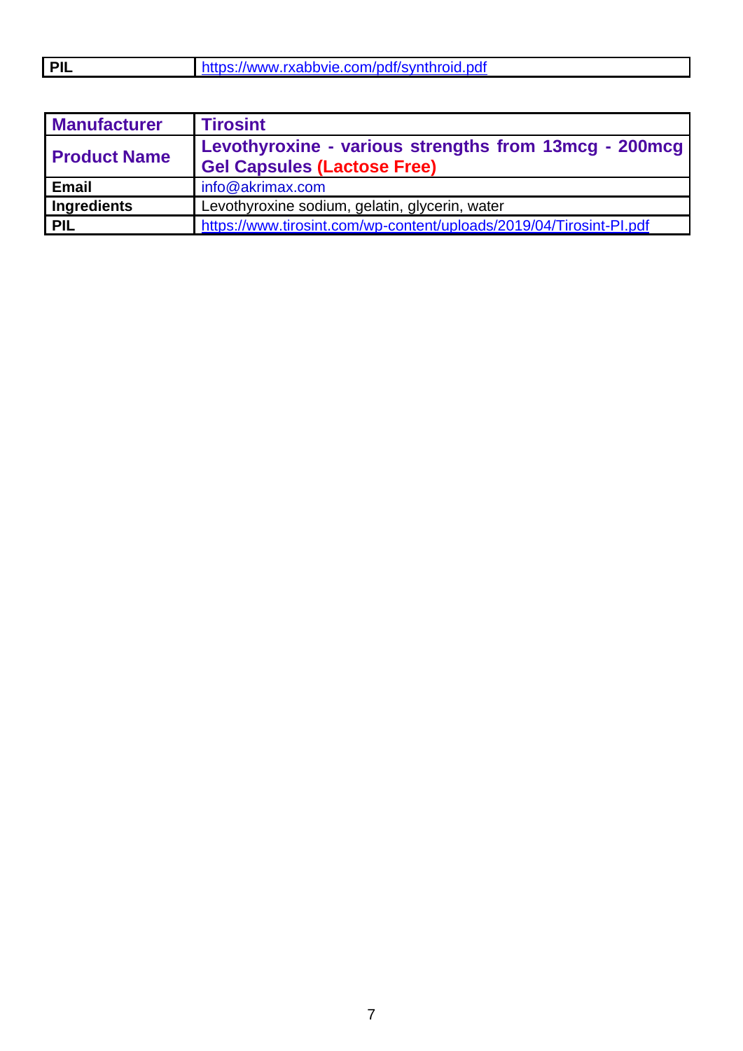| PIL | https://www.rxabbvie.com/pdf/synthroid.pdf |
|---|---|

| **Manufacturer** | **Tirosint** |
|---|---|
| **Product Name** | **Levothyroxine - various strengths from 13mcg - 200mcg Gel Capsules (Lactose Free)** |
| **Email** | info@akrimax.com |
| **Ingredients** | Levothyroxine sodium, gelatin, glycerin, water |
| **PIL** | https://www.tirosint.com/wp-content/uploads/2019/04/Tirosint-PI.pdf |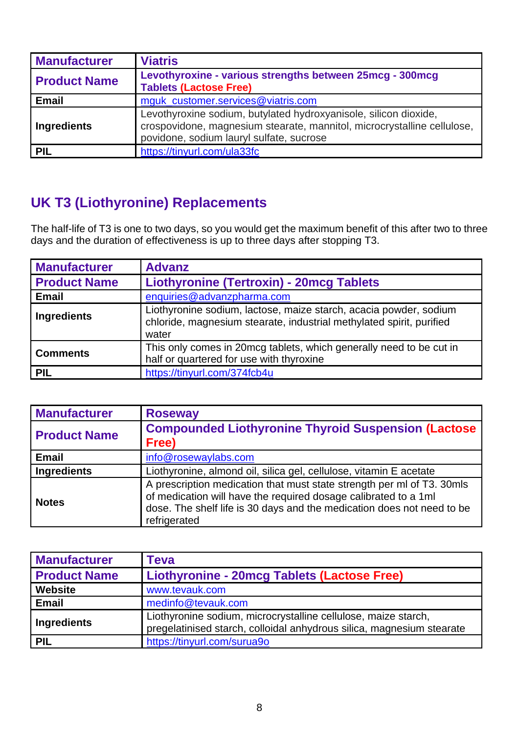| Manufacturer | Viatris |
|---|---|
| Product Name | Levothyroxine - various strengths between 25mcg - 300mcg Tablets (Lactose Free) |
| Email | mguk_customer.services@viatris.com |
| Ingredients | Levothyroxine sodium, butylated hydroxyanisole, silicon dioxide, crospovidone, magnesium stearate, mannitol, microcrystalline cellulose, povidone, sodium lauryl sulfate, sucrose |
| PIL | https://tinyurl.com/ula33fc |

## UK T3 (Liothyronine) Replacements

The half-life of T3 is one to two days, so you would get the maximum benefit of this after two to three days and the duration of effectiveness is up to three days after stopping T3.

| Manufacturer | Advanz |
|---|---|
| Product Name | Liothyronine (Tertroxin) - 20mcg Tablets |
| Email | enquiries@advanzpharma.com |
| Ingredients | Liothyronine sodium, lactose, maize starch, acacia powder, sodium chloride, magnesium stearate, industrial methylated spirit, purified water |
| Comments | This only comes in 20mcg tablets, which generally need to be cut in half or quartered for use with thyroxine |
| PIL | https://tinyurl.com/374fcb4u |

| Manufacturer | Roseway |
|---|---|
| Product Name | Compounded Liothyronine Thyroid Suspension (Lactose Free) |
| Email | info@rosewaylabs.com |
| Ingredients | Liothyronine, almond oil, silica gel, cellulose, vitamin E acetate |
| Notes | A prescription medication that must state strength per ml of T3. 30mls of medication will have the required dosage calibrated to a 1ml dose. The shelf life is 30 days and the medication does not need to be refrigerated |

| Manufacturer | Teva |
|---|---|
| Product Name | Liothyronine - 20mcg Tablets (Lactose Free) |
| Website | www.tevauk.com |
| Email | medinfo@tevauk.com |
| Ingredients | Liothyronine sodium, microcrystalline cellulose, maize starch, pregelatinised starch, colloidal anhydrous silica, magnesium stearate |
| PIL | https://tinyurl.com/surua9o |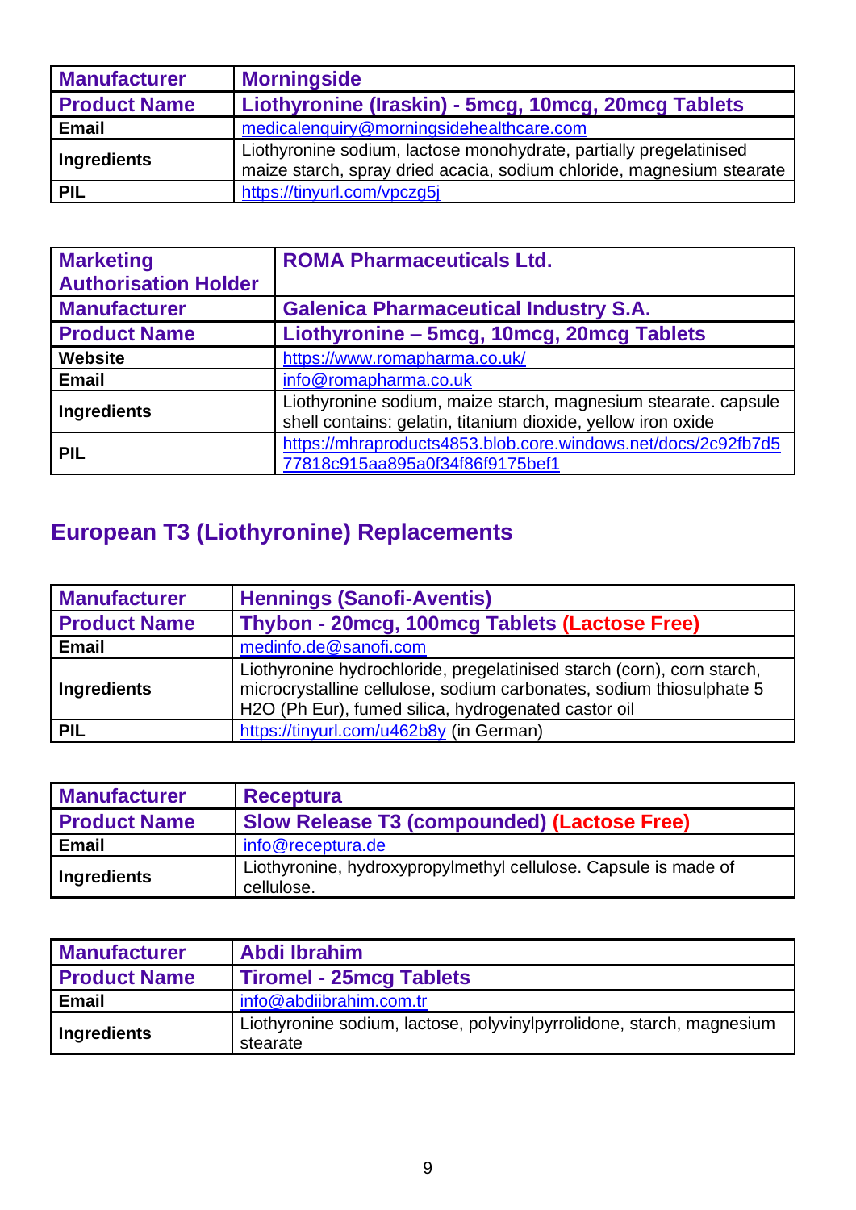| Manufacturer | Morningside |
|---|---|
| Product Name | Liothyronine (Iraskin) - 5mcg, 10mcg, 20mcg Tablets |
| Email | medicalenquiry@morningsidehealthcare.com |
| Ingredients | Liothyronine sodium, lactose monohydrate, partially pregelatinised maize starch, spray dried acacia, sodium chloride, magnesium stearate |
| PIL | https://tinyurl.com/vpczg5j |

| Marketing Authorisation Holder | ROMA Pharmaceuticals Ltd. |
|---|---|
| Manufacturer | Galenica Pharmaceutical Industry S.A. |
| Product Name | Liothyronine – 5mcg, 10mcg, 20mcg Tablets |
| Website | https://www.romapharma.co.uk/ |
| Email | info@romapharma.co.uk |
| Ingredients | Liothyronine sodium, maize starch, magnesium stearate. capsule shell contains: gelatin, titanium dioxide, yellow iron oxide |
| PIL | https://mhraproducts4853.blob.core.windows.net/docs/2c92fb7d577818c915aa895a0f34f86f9175bef1 |

## European T3 (Liothyronine) Replacements

| Manufacturer | Hennings (Sanofi-Aventis) |
|---|---|
| Product Name | Thybon - 20mcg, 100mcg Tablets (Lactose Free) |
| Email | medinfo.de@sanofi.com |
| Ingredients | Liothyronine hydrochloride, pregelatinised starch (corn), corn starch, microcrystalline cellulose, sodium carbonates, sodium thiosulphate 5 H2O (Ph Eur), fumed silica, hydrogenated castor oil |
| PIL | https://tinyurl.com/u462b8y (in German) |

| Manufacturer | Receptura |
|---|---|
| Product Name | Slow Release T3 (compounded) (Lactose Free) |
| Email | info@receptura.de |
| Ingredients | Liothyronine, hydroxypropylmethyl cellulose. Capsule is made of cellulose. |

| Manufacturer | Abdi Ibrahim |
|---|---|
| Product Name | Tiromel - 25mcg Tablets |
| Email | info@abdiibrahim.com.tr |
| Ingredients | Liothyronine sodium, lactose, polyvinylpyrrolidone, starch, magnesium stearate |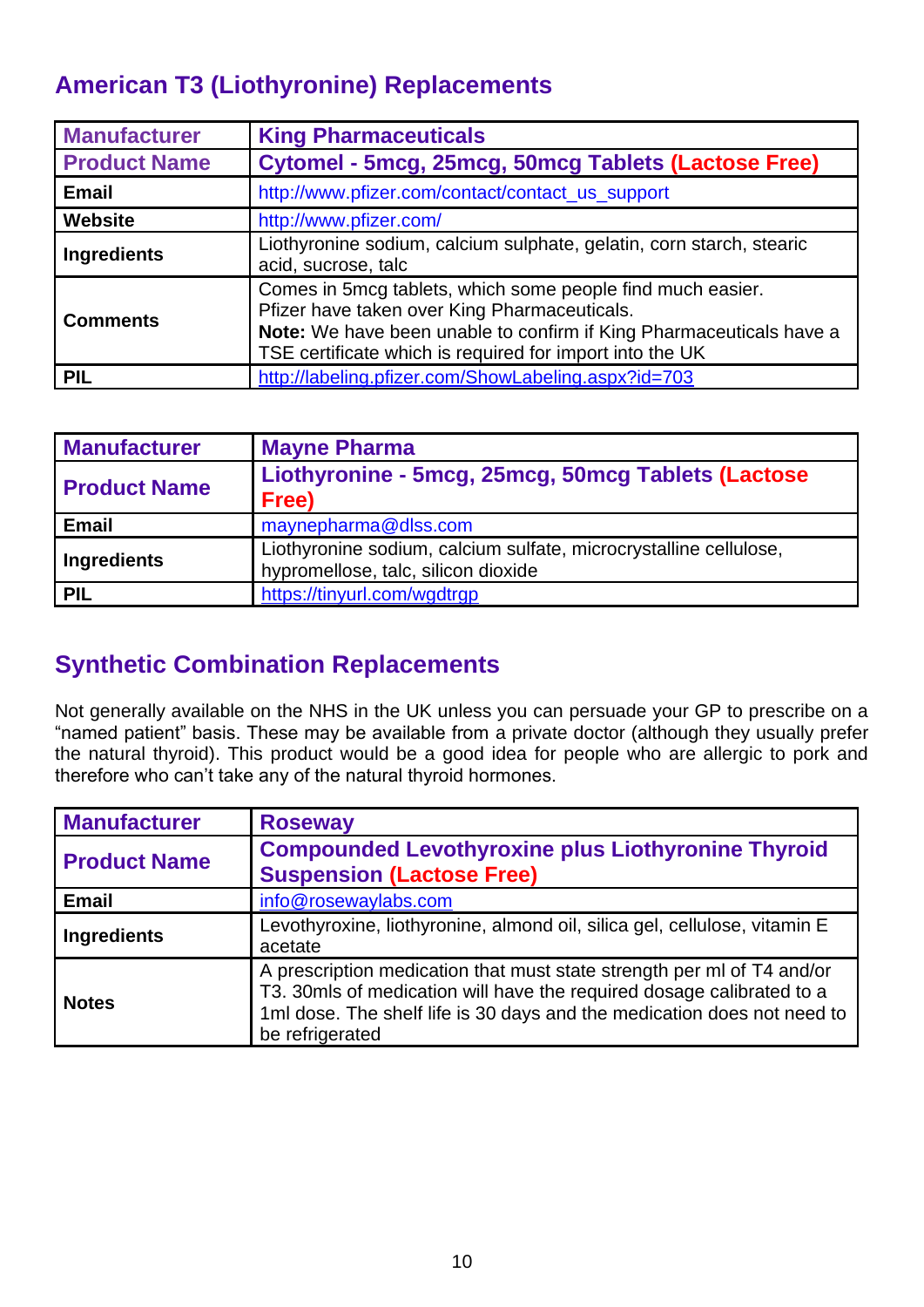## American T3 (Liothyronine) Replacements

| Manufacturer | King Pharmaceuticals |
| --- | --- |
| Product Name | Cytomel - 5mcg, 25mcg, 50mcg Tablets (Lactose Free) |
| Email | http://www.pfizer.com/contact/contact_us_support |
| Website | http://www.pfizer.com/ |
| Ingredients | Liothyronine sodium, calcium sulphate, gelatin, corn starch, stearic acid, sucrose, talc |
| Comments | Comes in 5mcg tablets, which some people find much easier. Pfizer have taken over King Pharmaceuticals. **Note:** We have been unable to confirm if King Pharmaceuticals have a TSE certificate which is required for import into the UK |
| PIL | http://labeling.pfizer.com/ShowLabeling.aspx?id=703 |

| Manufacturer | Mayne Pharma |
| --- | --- |
| Product Name | Liothyronine - 5mcg, 25mcg, 50mcg Tablets (Lactose Free) |
| Email | maynepharma@dlss.com |
| Ingredients | Liothyronine sodium, calcium sulfate, microcrystalline cellulose, hypromellose, talc, silicon dioxide |
| PIL | https://tinyurl.com/wgdtrgp |

## Synthetic Combination Replacements

Not generally available on the NHS in the UK unless you can persuade your GP to prescribe on a "named patient" basis. These may be available from a private doctor (although they usually prefer the natural thyroid). This product would be a good idea for people who are allergic to pork and therefore who can't take any of the natural thyroid hormones.

| Manufacturer | Roseway |
| --- | --- |
| Product Name | Compounded Levothyroxine plus Liothyronine Thyroid Suspension (Lactose Free) |
| Email | info@rosewaylabs.com |
| Ingredients | Levothyroxine, liothyronine, almond oil, silica gel, cellulose, vitamin E acetate |
| Notes | A prescription medication that must state strength per ml of T4 and/or T3. 30mls of medication will have the required dosage calibrated to a 1ml dose. The shelf life is 30 days and the medication does not need to be refrigerated |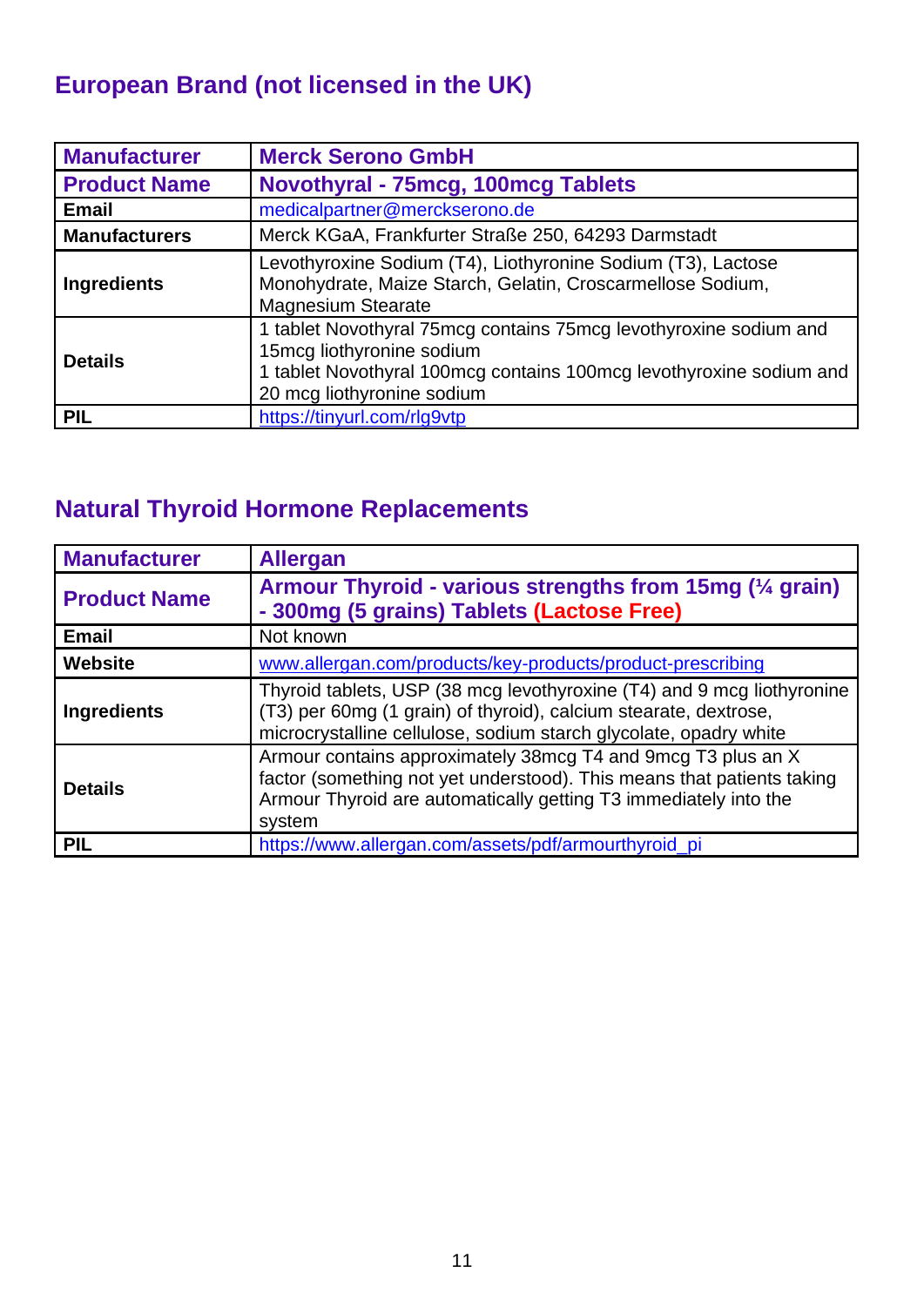## European Brand (not licensed in the UK)

| **Manufacturer** | **Merck Serono GmbH** |
| --- | --- |
| **Product Name** | **Novothyral - 75mcg, 100mcg Tablets** |
| **Email** | medicalpartner@merckserono.de |
| **Manufacturers** | Merck KGaA, Frankfurter Straße 250, 64293 Darmstadt |
| **Ingredients** | Levothyroxine Sodium (T4), Liothyronine Sodium (T3), Lactose Monohydrate, Maize Starch, Gelatin, Croscarmellose Sodium, Magnesium Stearate |
| **Details** | 1 tablet Novothyral 75mcg contains 75mcg levothyroxine sodium and 15mcg liothyronine sodium<br>1 tablet Novothyral 100mcg contains 100mcg levothyroxine sodium and 20 mcg liothyronine sodium |
| **PIL** | https://tinyurl.com/rlg9vtp |

## Natural Thyroid Hormone Replacements

| **Manufacturer** | **Allergan** |
| --- | --- |
| **Product Name** | **Armour Thyroid - various strengths from 15mg (¼ grain) - 300mg (5 grains) Tablets (Lactose Free)** |
| **Email** | Not known |
| **Website** | www.allergan.com/products/key-products/product-prescribing |
| **Ingredients** | Thyroid tablets, USP (38 mcg levothyroxine (T4) and 9 mcg liothyronine (T3) per 60mg (1 grain) of thyroid), calcium stearate, dextrose, microcrystalline cellulose, sodium starch glycolate, opadry white |
| **Details** | Armour contains approximately 38mcg T4 and 9mcg T3 plus an X factor (something not yet understood). This means that patients taking Armour Thyroid are automatically getting T3 immediately into the system |
| **PIL** | https://www.allergan.com/assets/pdf/armourthyroid_pi |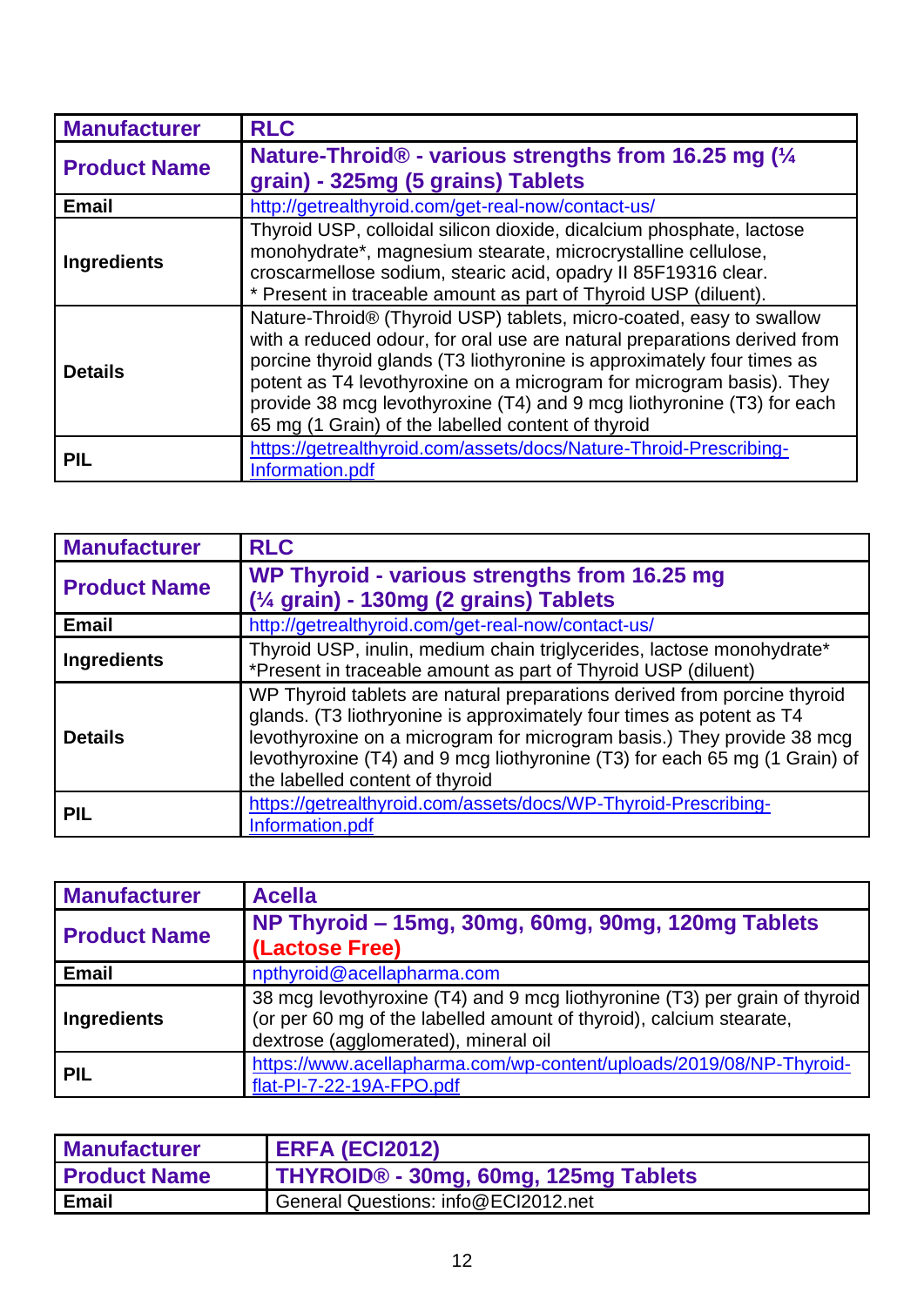| **Manufacturer** | **RLC** |
|---|---|
| **Product Name** | **Nature-Throid® - various strengths from 16.25 mg (¼ grain) - 325mg (5 grains) Tablets** |
| **Email** | http://getrealthyroid.com/get-real-now/contact-us/ |
| **Ingredients** | Thyroid USP, colloidal silicon dioxide, dicalcium phosphate, lactose monohydrate*, magnesium stearate, microcrystalline cellulose, croscarmellose sodium, stearic acid, opadry II 85F19316 clear. * Present in traceable amount as part of Thyroid USP (diluent). |
| **Details** | Nature-Throid® (Thyroid USP) tablets, micro-coated, easy to swallow with a reduced odour, for oral use are natural preparations derived from porcine thyroid glands (T3 liothyronine is approximately four times as potent as T4 levothyroxine on a microgram for microgram basis). They provide 38 mcg levothyroxine (T4) and 9 mcg liothyronine (T3) for each 65 mg (1 Grain) of the labelled content of thyroid |
| **PIL** | https://getrealthyroid.com/assets/docs/Nature-Throid-Prescribing-Information.pdf |

| **Manufacturer** | **RLC** |
|---|---|
| **Product Name** | **WP Thyroid - various strengths from 16.25 mg (¼ grain) - 130mg (2 grains) Tablets** |
| **Email** | http://getrealthyroid.com/get-real-now/contact-us/ |
| **Ingredients** | Thyroid USP, inulin, medium chain triglycerides, lactose monohydrate* *Present in traceable amount as part of Thyroid USP (diluent) |
| **Details** | WP Thyroid tablets are natural preparations derived from porcine thyroid glands. (T3 liothryonine is approximately four times as potent as T4 levothyroxine on a microgram for microgram basis.) They provide 38 mcg levothyroxine (T4) and 9 mcg liothyronine (T3) for each 65 mg (1 Grain) of the labelled content of thyroid |
| **PIL** | https://getrealthyroid.com/assets/docs/WP-Thyroid-Prescribing-Information.pdf |

| **Manufacturer** | **Acella** |
|---|---|
| **Product Name** | **NP Thyroid – 15mg, 30mg, 60mg, 90mg, 120mg Tablets (Lactose Free)** |
| **Email** | npthyroid@acellapharma.com |
| **Ingredients** | 38 mcg levothyroxine (T4) and 9 mcg liothyronine (T3) per grain of thyroid (or per 60 mg of the labelled amount of thyroid), calcium stearate, dextrose (agglomerated), mineral oil |
| **PIL** | https://www.acellapharma.com/wp-content/uploads/2019/08/NP-Thyroid-flat-PI-7-22-19A-FPO.pdf |

| **Manufacturer** | **ERFA (ECI2012)** |
|---|---|
| **Product Name** | **THYROID® - 30mg, 60mg, 125mg Tablets** |
| **Email** | General Questions: info@ECI2012.net |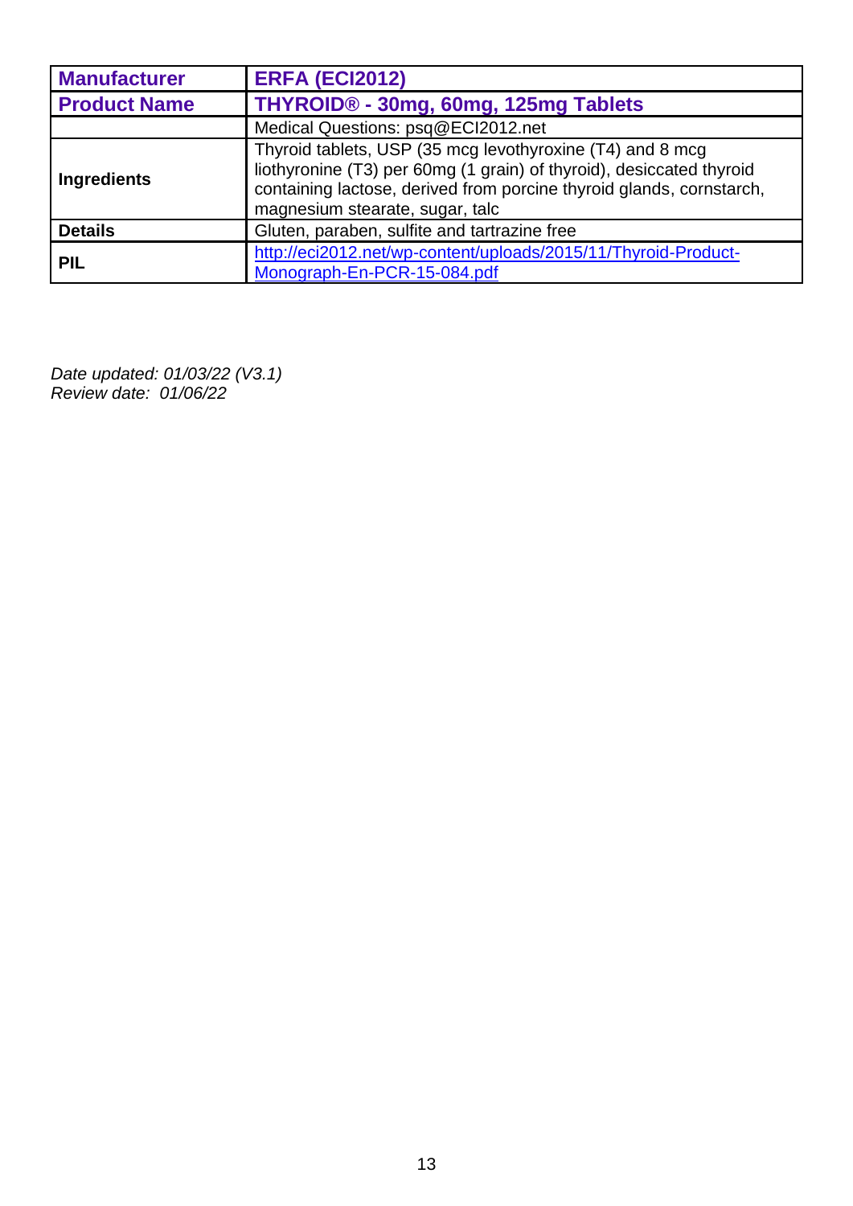| | |
|---|---|
| **Manufacturer** | **ERFA (ECI2012)** |
| **Product Name** | **THYROID® - 30mg, 60mg, 125mg Tablets** |
| | Medical Questions: psq@ECI2012.net |
| **Ingredients** | Thyroid tablets, USP (35 mcg levothyroxine (T4) and 8 mcg liothyronine (T3) per 60mg (1 grain) of thyroid), desiccated thyroid containing lactose, derived from porcine thyroid glands, cornstarch, magnesium stearate, sugar, talc |
| **Details** | Gluten, paraben, sulfite and tartrazine free |
| **PIL** | http://eci2012.net/wp-content/uploads/2015/11/Thyroid-Product-Monograph-En-PCR-15-084.pdf |

*Date updated: 01/03/22 (V3.1)*
*Review date: 01/06/22*